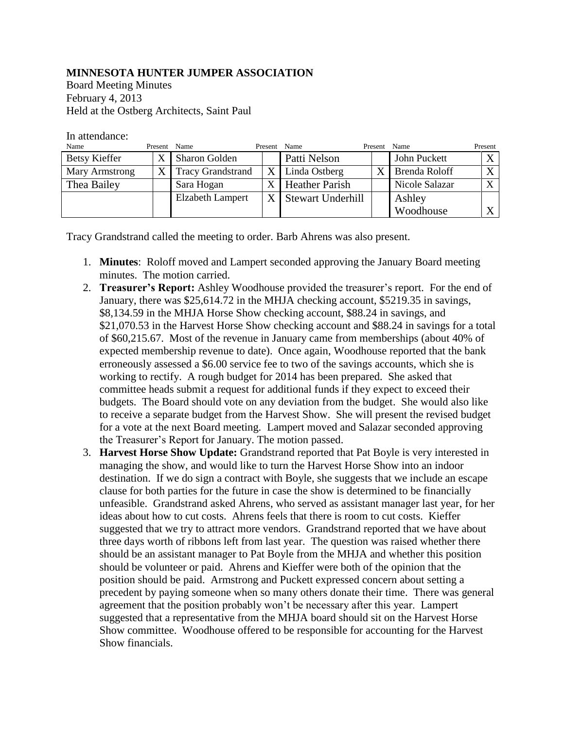**MINNESOTA HUNTER JUMPER ASSOCIATION**
Board Meeting Minutes
February 4, 2013
Held at the Ostberg Architects, Saint Paul

In attendance:

| Name | Present | Name | Present | Name | Present | Name | Present |
|---|---|---|---|---|---|---|---|
| Betsy Kieffer | X | Sharon Golden | | Patti Nelson | | John Puckett | X |
| Mary Armstrong | X | Tracy Grandstrand | X | Linda Ostberg | X | Brenda Roloff | X |
| Thea Bailey | | Sara Hogan | X | Heather Parish | | Nicole Salazar | X |
| | | Elzabeth Lampert | X | Stewart Underhill | | Ashley Woodhouse | X |

Tracy Grandstrand called the meeting to order. Barb Ahrens was also present.

1. **Minutes**: Roloff moved and Lampert seconded approving the January Board meeting minutes. The motion carried.
2. **Treasurer's Report:** Ashley Woodhouse provided the treasurer's report. For the end of January, there was $25,614.72 in the MHJA checking account, $5219.35 in savings, $8,134.59 in the MHJA Horse Show checking account, $88.24 in savings, and $21,070.53 in the Harvest Horse Show checking account and $88.24 in savings for a total of $60,215.67. Most of the revenue in January came from memberships (about 40% of expected membership revenue to date). Once again, Woodhouse reported that the bank erroneously assessed a $6.00 service fee to two of the savings accounts, which she is working to rectify. A rough budget for 2014 has been prepared. She asked that committee heads submit a request for additional funds if they expect to exceed their budgets. The Board should vote on any deviation from the budget. She would also like to receive a separate budget from the Harvest Show. She will present the revised budget for a vote at the next Board meeting. Lampert moved and Salazar seconded approving the Treasurer's Report for January. The motion passed.
3. **Harvest Horse Show Update:** Grandstrand reported that Pat Boyle is very interested in managing the show, and would like to turn the Harvest Horse Show into an indoor destination. If we do sign a contract with Boyle, she suggests that we include an escape clause for both parties for the future in case the show is determined to be financially unfeasible. Grandstrand asked Ahrens, who served as assistant manager last year, for her ideas about how to cut costs. Ahrens feels that there is room to cut costs. Kieffer suggested that we try to attract more vendors. Grandstrand reported that we have about three days worth of ribbons left from last year. The question was raised whether there should be an assistant manager to Pat Boyle from the MHJA and whether this position should be volunteer or paid. Ahrens and Kieffer were both of the opinion that the position should be paid. Armstrong and Puckett expressed concern about setting a precedent by paying someone when so many others donate their time. There was general agreement that the position probably won't be necessary after this year. Lampert suggested that a representative from the MHJA board should sit on the Harvest Horse Show committee. Woodhouse offered to be responsible for accounting for the Harvest Show financials.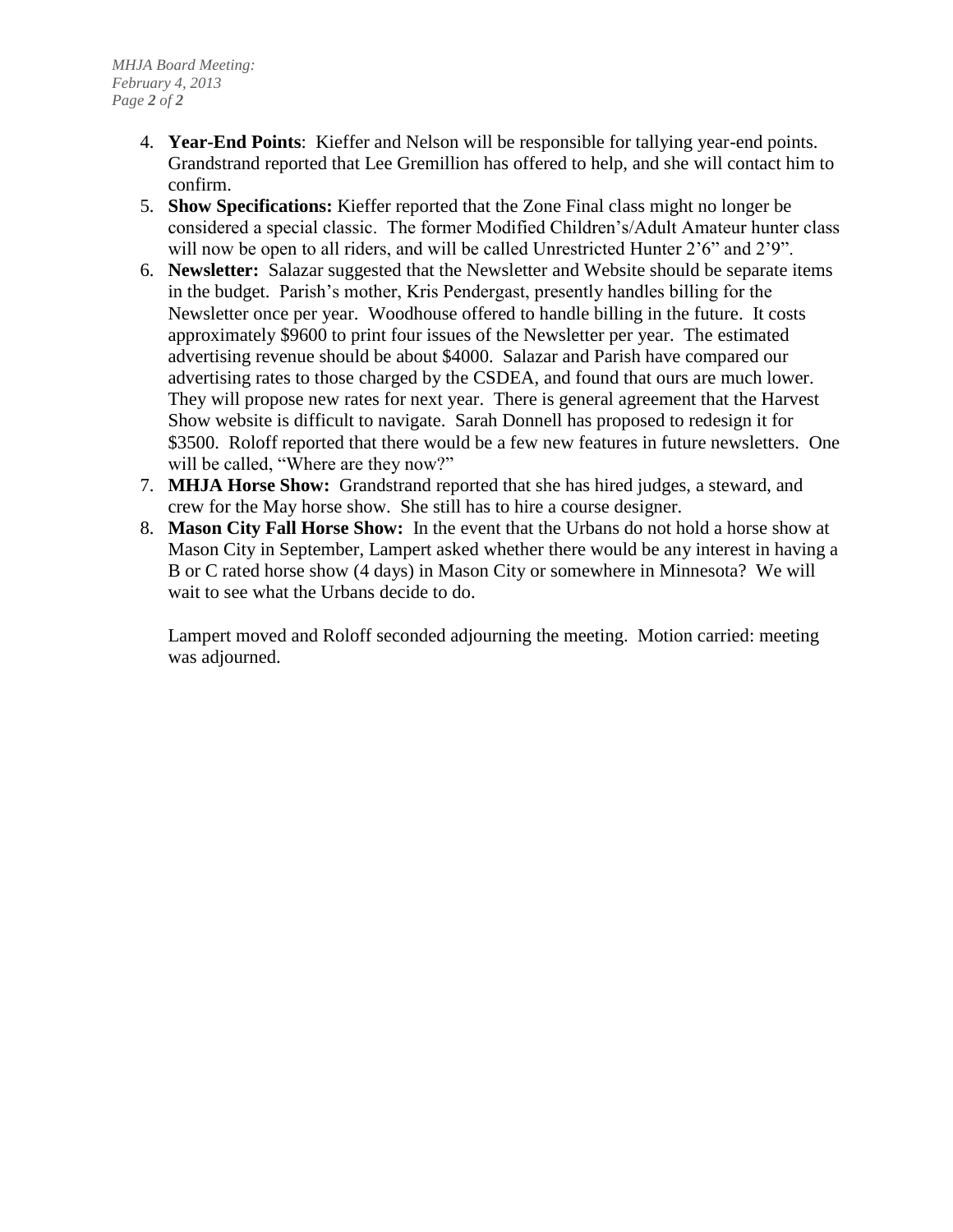4. **Year-End Points**: Kieffer and Nelson will be responsible for tallying year-end points. Grandstrand reported that Lee Gremillion has offered to help, and she will contact him to confirm.
5. **Show Specifications:** Kieffer reported that the Zone Final class might no longer be considered a special classic. The former Modified Children's/Adult Amateur hunter class will now be open to all riders, and will be called Unrestricted Hunter 2'6" and 2'9".
6. **Newsletter:** Salazar suggested that the Newsletter and Website should be separate items in the budget. Parish's mother, Kris Pendergast, presently handles billing for the Newsletter once per year. Woodhouse offered to handle billing in the future. It costs approximately $9600 to print four issues of the Newsletter per year. The estimated advertising revenue should be about $4000. Salazar and Parish have compared our advertising rates to those charged by the CSDEA, and found that ours are much lower. They will propose new rates for next year. There is general agreement that the Harvest Show website is difficult to navigate. Sarah Donnell has proposed to redesign it for $3500. Roloff reported that there would be a few new features in future newsletters. One will be called, "Where are they now?"
7. **MHJA Horse Show:** Grandstrand reported that she has hired judges, a steward, and crew for the May horse show. She still has to hire a course designer.
8. **Mason City Fall Horse Show:** In the event that the Urbans do not hold a horse show at Mason City in September, Lampert asked whether there would be any interest in having a B or C rated horse show (4 days) in Mason City or somewhere in Minnesota? We will wait to see what the Urbans decide to do.

Lampert moved and Roloff seconded adjourning the meeting. Motion carried: meeting was adjourned.